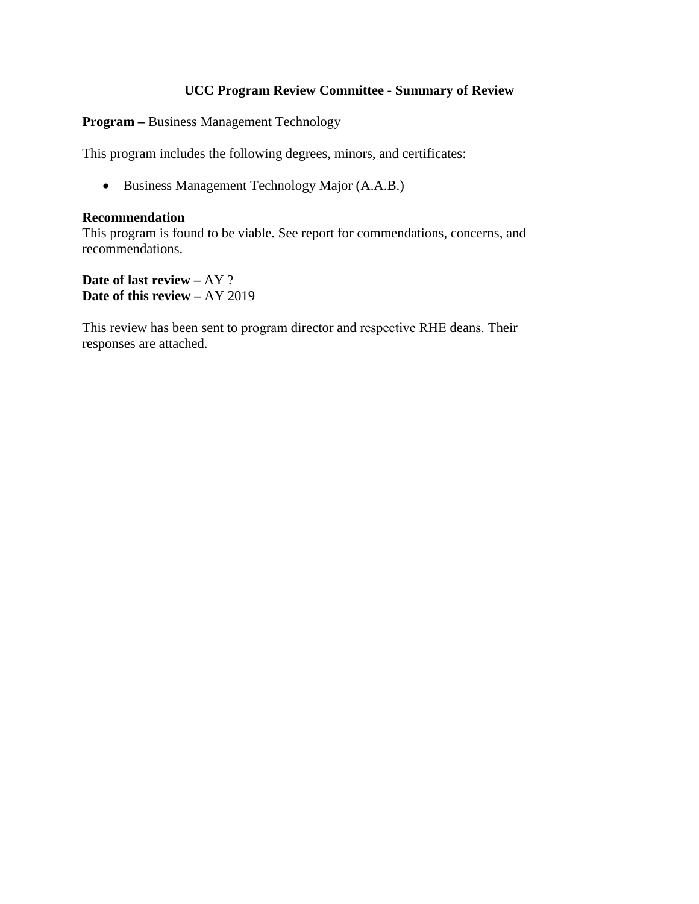# UCC Program Review Committee - Summary of Review

**Program –** Business Management Technology

This program includes the following degrees, minors, and certificates:

- Business Management Technology Major (A.A.B.)

**Recommendation**
This program is found to be viable. See report for commendations, concerns, and recommendations.

**Date of last review –** AY ?
**Date of this review –** AY 2019

This review has been sent to program director and respective RHE deans. Their responses are attached.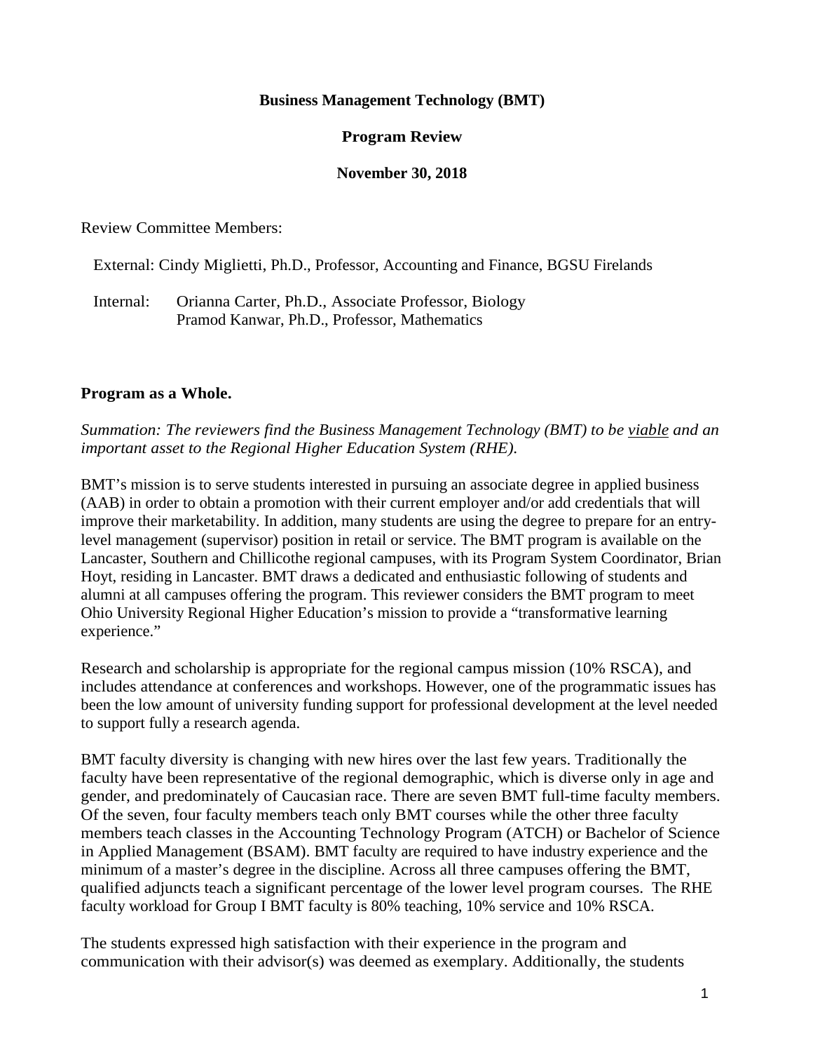**Business Management Technology (BMT)**

**Program Review**

**November 30, 2018**

Review Committee Members:

External: Cindy Miglietti, Ph.D., Professor, Accounting and Finance, BGSU Firelands

Internal: Orianna Carter, Ph.D., Associate Professor, Biology
Pramod Kanwar, Ph.D., Professor, Mathematics

## Program as a Whole.

*Summation: The reviewers find the Business Management Technology (BMT) to be* *viable* *and an important asset to the Regional Higher Education System (RHE).*

BMT's mission is to serve students interested in pursuing an associate degree in applied business (AAB) in order to obtain a promotion with their current employer and/or add credentials that will improve their marketability. In addition, many students are using the degree to prepare for an entry-level management (supervisor) position in retail or service. The BMT program is available on the Lancaster, Southern and Chillicothe regional campuses, with its Program System Coordinator, Brian Hoyt, residing in Lancaster. BMT draws a dedicated and enthusiastic following of students and alumni at all campuses offering the program. This reviewer considers the BMT program to meet Ohio University Regional Higher Education's mission to provide a "transformative learning experience."

Research and scholarship is appropriate for the regional campus mission (10% RSCA), and includes attendance at conferences and workshops. However, one of the programmatic issues has been the low amount of university funding support for professional development at the level needed to support fully a research agenda.

BMT faculty diversity is changing with new hires over the last few years. Traditionally the faculty have been representative of the regional demographic, which is diverse only in age and gender, and predominately of Caucasian race. There are seven BMT full-time faculty members. Of the seven, four faculty members teach only BMT courses while the other three faculty members teach classes in the Accounting Technology Program (ATCH) or Bachelor of Science in Applied Management (BSAM). BMT faculty are required to have industry experience and the minimum of a master's degree in the discipline. Across all three campuses offering the BMT, qualified adjuncts teach a significant percentage of the lower level program courses. The RHE faculty workload for Group I BMT faculty is 80% teaching, 10% service and 10% RSCA.

The students expressed high satisfaction with their experience in the program and communication with their advisor(s) was deemed as exemplary. Additionally, the students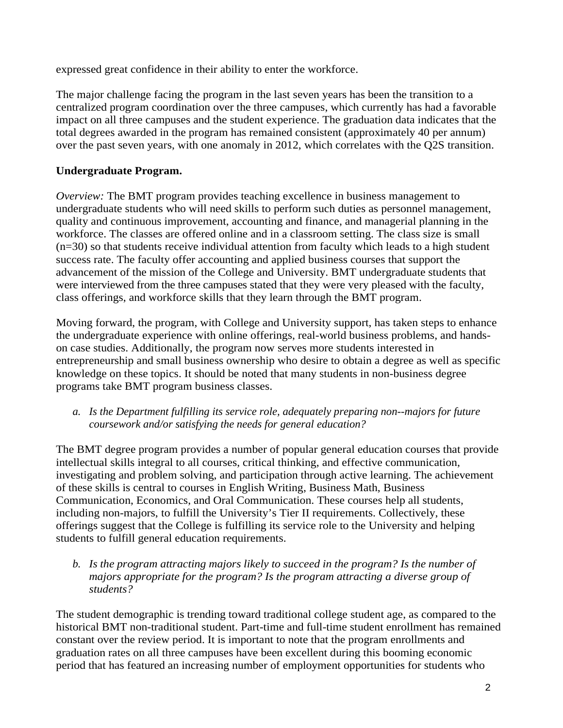expressed great confidence in their ability to enter the workforce.

The major challenge facing the program in the last seven years has been the transition to a centralized program coordination over the three campuses, which currently has had a favorable impact on all three campuses and the student experience. The graduation data indicates that the total degrees awarded in the program has remained consistent (approximately 40 per annum) over the past seven years, with one anomaly in 2012, which correlates with the Q2S transition.

**Undergraduate Program.**

*Overview:* The BMT program provides teaching excellence in business management to undergraduate students who will need skills to perform such duties as personnel management, quality and continuous improvement, accounting and finance, and managerial planning in the workforce. The classes are offered online and in a classroom setting. The class size is small (n=30) so that students receive individual attention from faculty which leads to a high student success rate. The faculty offer accounting and applied business courses that support the advancement of the mission of the College and University. BMT undergraduate students that were interviewed from the three campuses stated that they were very pleased with the faculty, class offerings, and workforce skills that they learn through the BMT program.

Moving forward, the program, with College and University support, has taken steps to enhance the undergraduate experience with online offerings, real-world business problems, and hands-on case studies. Additionally, the program now serves more students interested in entrepreneurship and small business ownership who desire to obtain a degree as well as specific knowledge on these topics. It should be noted that many students in non-business degree programs take BMT program business classes.

a. *Is the Department fulfilling its service role, adequately preparing non--majors for future coursework and/or satisfying the needs for general education?*

The BMT degree program provides a number of popular general education courses that provide intellectual skills integral to all courses, critical thinking, and effective communication, investigating and problem solving, and participation through active learning. The achievement of these skills is central to courses in English Writing, Business Math, Business Communication, Economics, and Oral Communication. These courses help all students, including non-majors, to fulfill the University's Tier II requirements. Collectively, these offerings suggest that the College is fulfilling its service role to the University and helping students to fulfill general education requirements.

b. *Is the program attracting majors likely to succeed in the program? Is the number of majors appropriate for the program? Is the program attracting a diverse group of students?*

The student demographic is trending toward traditional college student age, as compared to the historical BMT non-traditional student. Part-time and full-time student enrollment has remained constant over the review period. It is important to note that the program enrollments and graduation rates on all three campuses have been excellent during this booming economic period that has featured an increasing number of employment opportunities for students who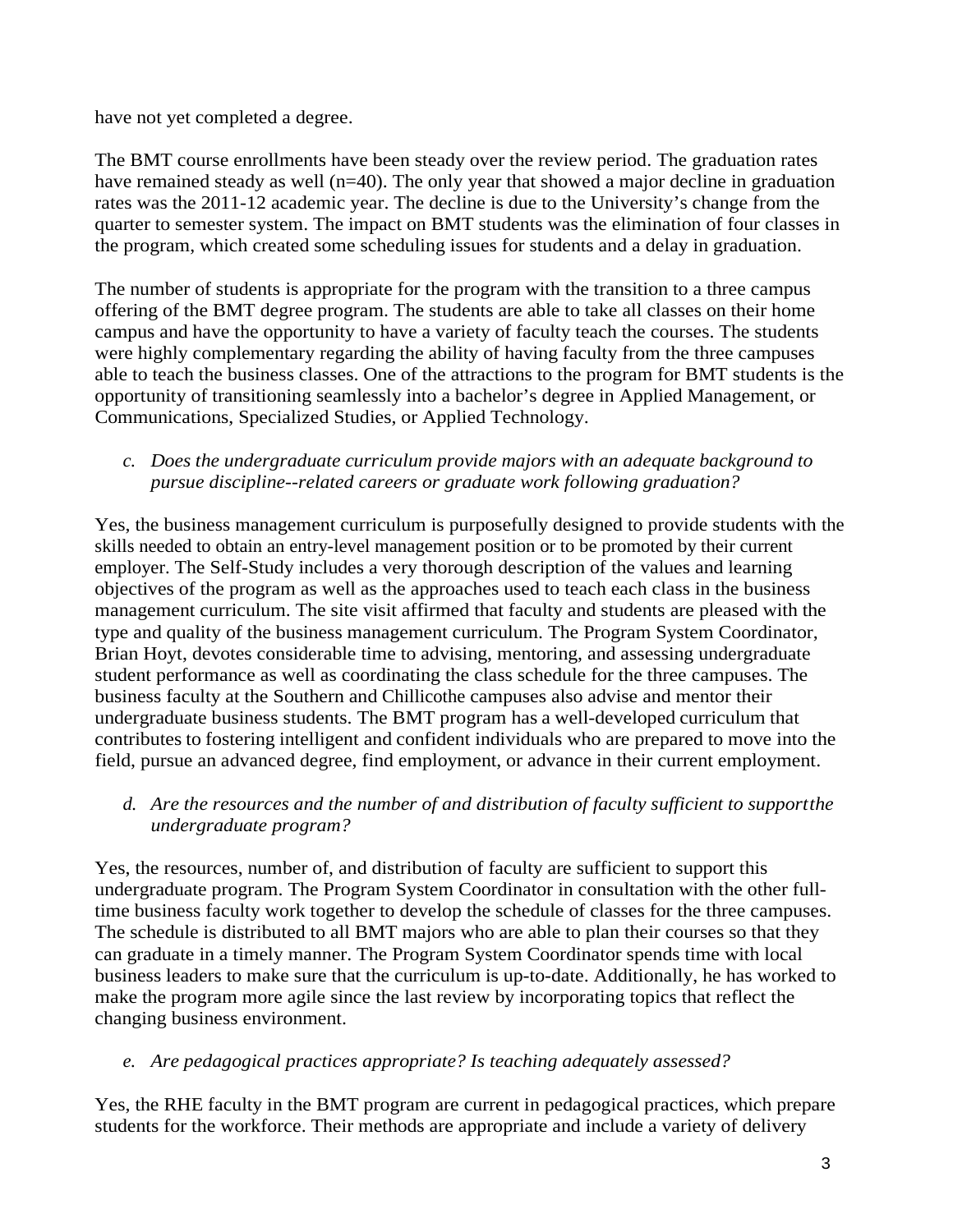have not yet completed a degree.

The BMT course enrollments have been steady over the review period. The graduation rates have remained steady as well (n=40). The only year that showed a major decline in graduation rates was the 2011-12 academic year. The decline is due to the University's change from the quarter to semester system. The impact on BMT students was the elimination of four classes in the program, which created some scheduling issues for students and a delay in graduation.

The number of students is appropriate for the program with the transition to a three campus offering of the BMT degree program. The students are able to take all classes on their home campus and have the opportunity to have a variety of faculty teach the courses. The students were highly complementary regarding the ability of having faculty from the three campuses able to teach the business classes. One of the attractions to the program for BMT students is the opportunity of transitioning seamlessly into a bachelor's degree in Applied Management, or Communications, Specialized Studies, or Applied Technology.

*c. Does the undergraduate curriculum provide majors with an adequate background to pursue discipline--related careers or graduate work following graduation?*

Yes, the business management curriculum is purposefully designed to provide students with the skills needed to obtain an entry-level management position or to be promoted by their current employer. The Self-Study includes a very thorough description of the values and learning objectives of the program as well as the approaches used to teach each class in the business management curriculum. The site visit affirmed that faculty and students are pleased with the type and quality of the business management curriculum. The Program System Coordinator, Brian Hoyt, devotes considerable time to advising, mentoring, and assessing undergraduate student performance as well as coordinating the class schedule for the three campuses. The business faculty at the Southern and Chillicothe campuses also advise and mentor their undergraduate business students. The BMT program has a well-developed curriculum that contributes to fostering intelligent and confident individuals who are prepared to move into the field, pursue an advanced degree, find employment, or advance in their current employment.

*d. Are the resources and the number of and distribution of faculty sufficient to supportthe undergraduate program?*

Yes, the resources, number of, and distribution of faculty are sufficient to support this undergraduate program. The Program System Coordinator in consultation with the other full-time business faculty work together to develop the schedule of classes for the three campuses. The schedule is distributed to all BMT majors who are able to plan their courses so that they can graduate in a timely manner. The Program System Coordinator spends time with local business leaders to make sure that the curriculum is up-to-date. Additionally, he has worked to make the program more agile since the last review by incorporating topics that reflect the changing business environment.

*e. Are pedagogical practices appropriate? Is teaching adequately assessed?*

Yes, the RHE faculty in the BMT program are current in pedagogical practices, which prepare students for the workforce. Their methods are appropriate and include a variety of delivery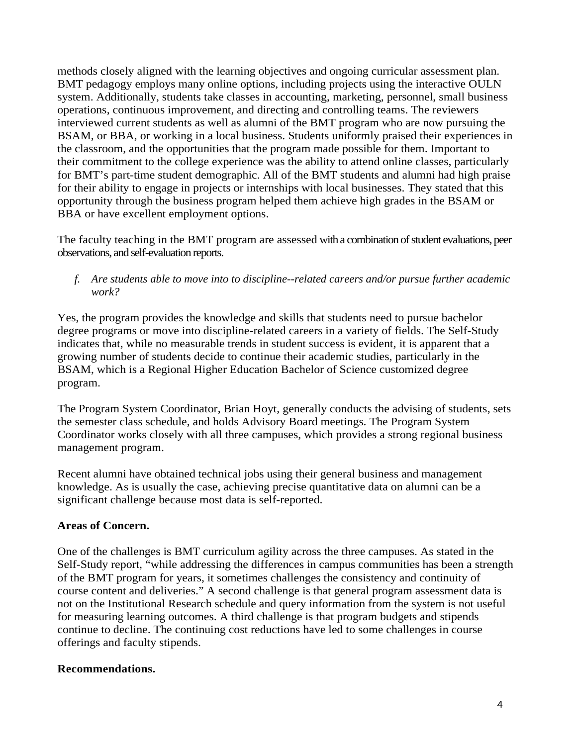methods closely aligned with the learning objectives and ongoing curricular assessment plan. BMT pedagogy employs many online options, including projects using the interactive OULN system. Additionally, students take classes in accounting, marketing, personnel, small business operations, continuous improvement, and directing and controlling teams. The reviewers interviewed current students as well as alumni of the BMT program who are now pursuing the BSAM, or BBA, or working in a local business. Students uniformly praised their experiences in the classroom, and the opportunities that the program made possible for them. Important to their commitment to the college experience was the ability to attend online classes, particularly for BMT's part-time student demographic. All of the BMT students and alumni had high praise for their ability to engage in projects or internships with local businesses. They stated that this opportunity through the business program helped them achieve high grades in the BSAM or BBA or have excellent employment options.

The faculty teaching in the BMT program are assessed with a combination of student evaluations, peer observations, and self-evaluation reports.

*f. Are students able to move into to discipline--related careers and/or pursue further academic work?*

Yes, the program provides the knowledge and skills that students need to pursue bachelor degree programs or move into discipline-related careers in a variety of fields. The Self-Study indicates that, while no measurable trends in student success is evident, it is apparent that a growing number of students decide to continue their academic studies, particularly in the BSAM, which is a Regional Higher Education Bachelor of Science customized degree program.

The Program System Coordinator, Brian Hoyt, generally conducts the advising of students, sets the semester class schedule, and holds Advisory Board meetings. The Program System Coordinator works closely with all three campuses, which provides a strong regional business management program.

Recent alumni have obtained technical jobs using their general business and management knowledge. As is usually the case, achieving precise quantitative data on alumni can be a significant challenge because most data is self-reported.

**Areas of Concern.**

One of the challenges is BMT curriculum agility across the three campuses. As stated in the Self-Study report, "while addressing the differences in campus communities has been a strength of the BMT program for years, it sometimes challenges the consistency and continuity of course content and deliveries." A second challenge is that general program assessment data is not on the Institutional Research schedule and query information from the system is not useful for measuring learning outcomes. A third challenge is that program budgets and stipends continue to decline. The continuing cost reductions have led to some challenges in course offerings and faculty stipends.

**Recommendations.**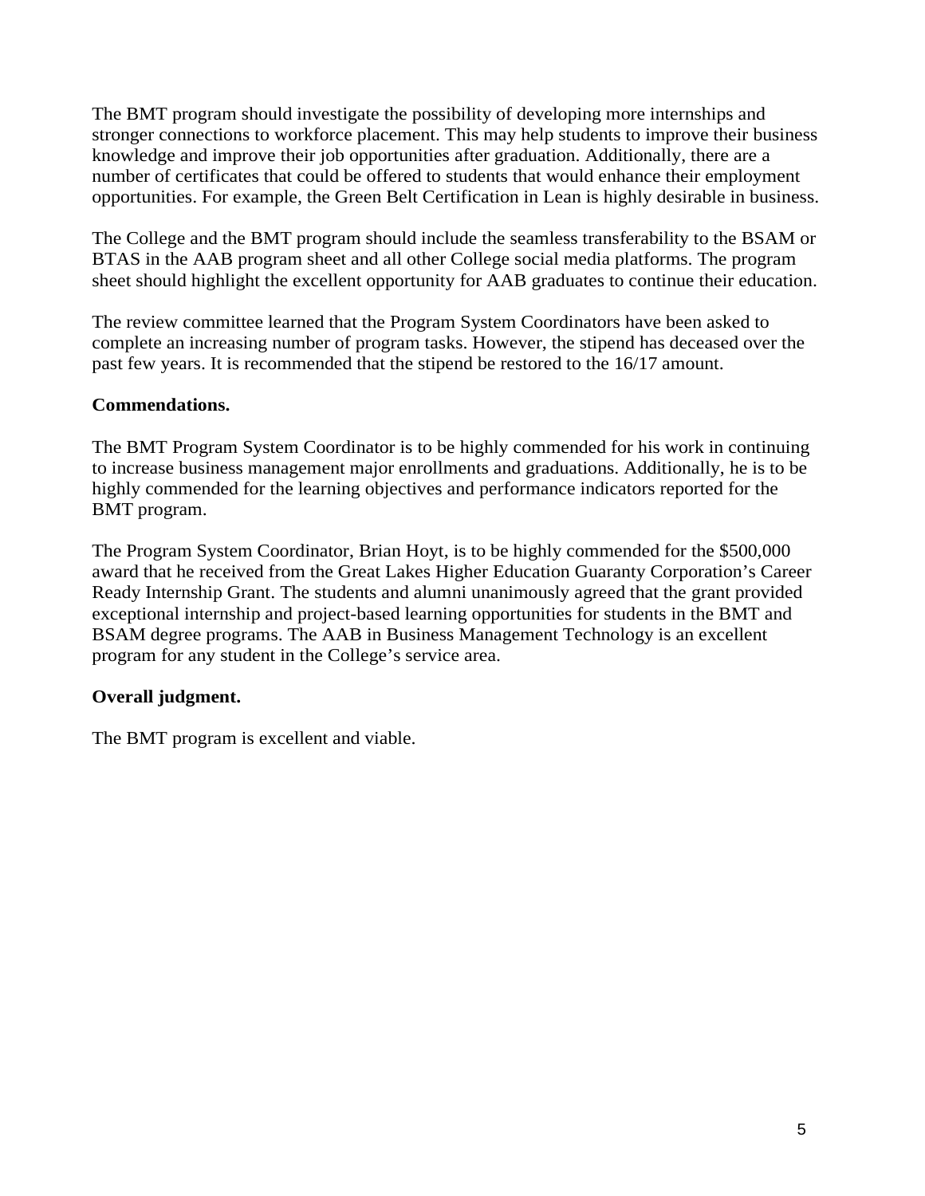The BMT program should investigate the possibility of developing more internships and stronger connections to workforce placement. This may help students to improve their business knowledge and improve their job opportunities after graduation. Additionally, there are a number of certificates that could be offered to students that would enhance their employment opportunities. For example, the Green Belt Certification in Lean is highly desirable in business.

The College and the BMT program should include the seamless transferability to the BSAM or BTAS in the AAB program sheet and all other College social media platforms. The program sheet should highlight the excellent opportunity for AAB graduates to continue their education.

The review committee learned that the Program System Coordinators have been asked to complete an increasing number of program tasks. However, the stipend has deceased over the past few years. It is recommended that the stipend be restored to the 16/17 amount.

**Commendations.**

The BMT Program System Coordinator is to be highly commended for his work in continuing to increase business management major enrollments and graduations. Additionally, he is to be highly commended for the learning objectives and performance indicators reported for the BMT program.

The Program System Coordinator, Brian Hoyt, is to be highly commended for the $500,000 award that he received from the Great Lakes Higher Education Guaranty Corporation's Career Ready Internship Grant. The students and alumni unanimously agreed that the grant provided exceptional internship and project-based learning opportunities for students in the BMT and BSAM degree programs. The AAB in Business Management Technology is an excellent program for any student in the College's service area.

**Overall judgment.**

The BMT program is excellent and viable.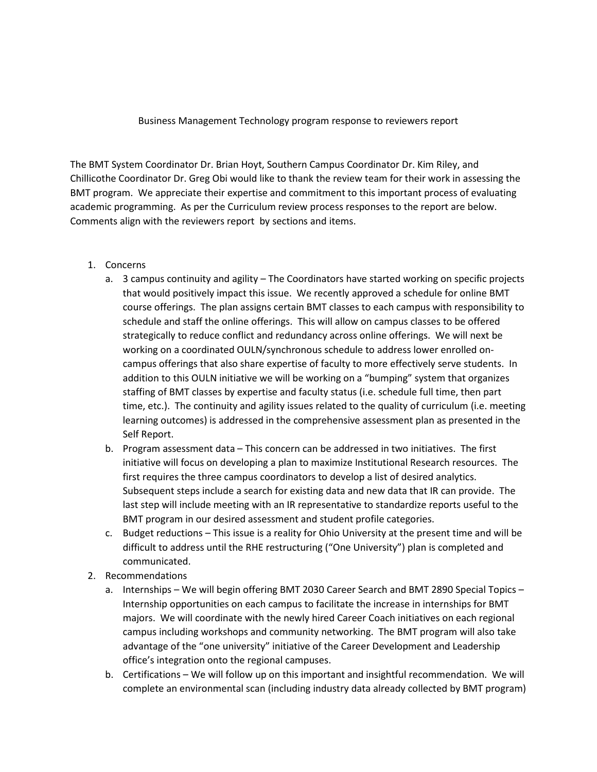Business Management Technology program response to reviewers report

The BMT System Coordinator Dr. Brian Hoyt, Southern Campus Coordinator Dr. Kim Riley, and Chillicothe Coordinator Dr. Greg Obi would like to thank the review team for their work in assessing the BMT program. We appreciate their expertise and commitment to this important process of evaluating academic programming. As per the Curriculum review process responses to the report are below. Comments align with the reviewers report by sections and items.

1. Concerns
   a. 3 campus continuity and agility – The Coordinators have started working on specific projects that would positively impact this issue. We recently approved a schedule for online BMT course offerings. The plan assigns certain BMT classes to each campus with responsibility to schedule and staff the online offerings. This will allow on campus classes to be offered strategically to reduce conflict and redundancy across online offerings. We will next be working on a coordinated OULN/synchronous schedule to address lower enrolled on-campus offerings that also share expertise of faculty to more effectively serve students. In addition to this OULN initiative we will be working on a "bumping" system that organizes staffing of BMT classes by expertise and faculty status (i.e. schedule full time, then part time, etc.). The continuity and agility issues related to the quality of curriculum (i.e. meeting learning outcomes) is addressed in the comprehensive assessment plan as presented in the Self Report.
   b. Program assessment data – This concern can be addressed in two initiatives. The first initiative will focus on developing a plan to maximize Institutional Research resources. The first requires the three campus coordinators to develop a list of desired analytics. Subsequent steps include a search for existing data and new data that IR can provide. The last step will include meeting with an IR representative to standardize reports useful to the BMT program in our desired assessment and student profile categories.
   c. Budget reductions – This issue is a reality for Ohio University at the present time and will be difficult to address until the RHE restructuring ("One University") plan is completed and communicated.
2. Recommendations
   a. Internships – We will begin offering BMT 2030 Career Search and BMT 2890 Special Topics – Internship opportunities on each campus to facilitate the increase in internships for BMT majors. We will coordinate with the newly hired Career Coach initiatives on each regional campus including workshops and community networking. The BMT program will also take advantage of the "one university" initiative of the Career Development and Leadership office's integration onto the regional campuses.
   b. Certifications – We will follow up on this important and insightful recommendation. We will complete an environmental scan (including industry data already collected by BMT program)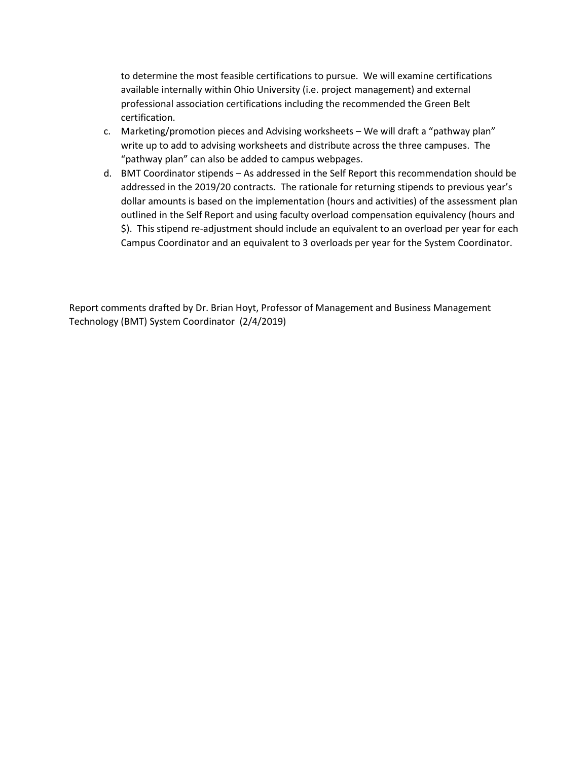to determine the most feasible certifications to pursue. We will examine certifications available internally within Ohio University (i.e. project management) and external professional association certifications including the recommended the Green Belt certification.

c. Marketing/promotion pieces and Advising worksheets – We will draft a "pathway plan" write up to add to advising worksheets and distribute across the three campuses. The "pathway plan" can also be added to campus webpages.
d. BMT Coordinator stipends – As addressed in the Self Report this recommendation should be addressed in the 2019/20 contracts. The rationale for returning stipends to previous year's dollar amounts is based on the implementation (hours and activities) of the assessment plan outlined in the Self Report and using faculty overload compensation equivalency (hours and $). This stipend re-adjustment should include an equivalent to an overload per year for each Campus Coordinator and an equivalent to 3 overloads per year for the System Coordinator.

Report comments drafted by Dr. Brian Hoyt, Professor of Management and Business Management Technology (BMT) System Coordinator (2/4/2019)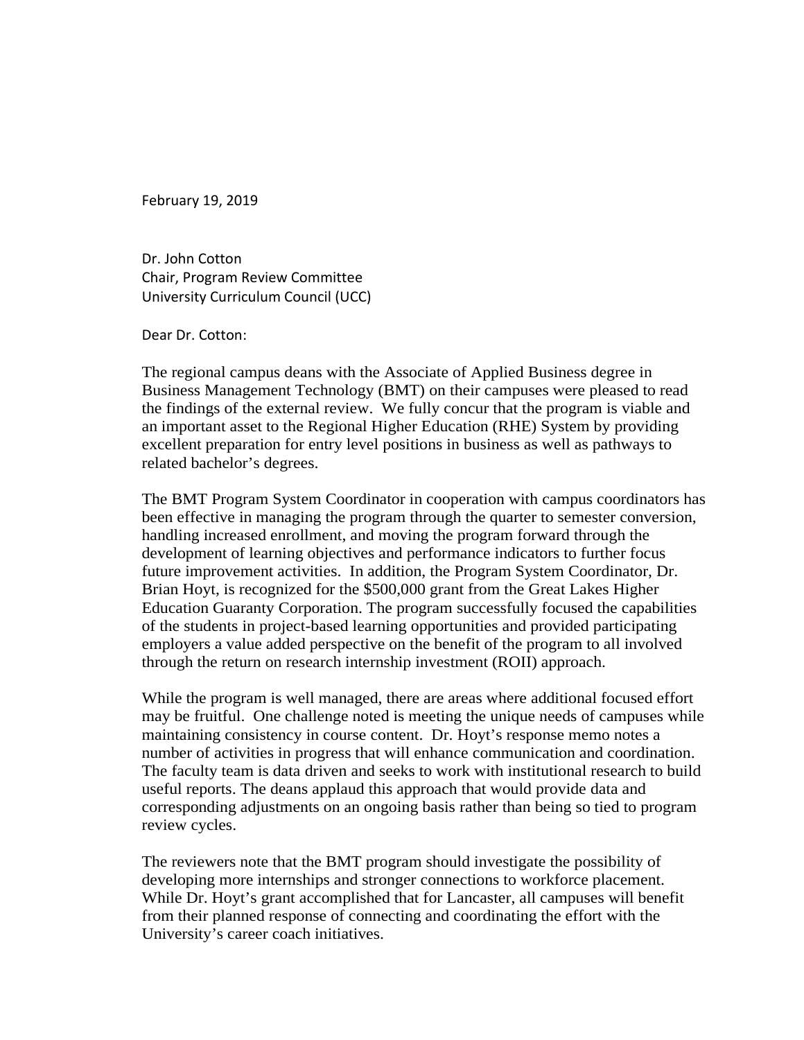February 19, 2019

Dr. John Cotton
Chair, Program Review Committee
University Curriculum Council (UCC)

Dear Dr. Cotton:

The regional campus deans with the Associate of Applied Business degree in Business Management Technology (BMT) on their campuses were pleased to read the findings of the external review. We fully concur that the program is viable and an important asset to the Regional Higher Education (RHE) System by providing excellent preparation for entry level positions in business as well as pathways to related bachelor's degrees.

The BMT Program System Coordinator in cooperation with campus coordinators has been effective in managing the program through the quarter to semester conversion, handling increased enrollment, and moving the program forward through the development of learning objectives and performance indicators to further focus future improvement activities. In addition, the Program System Coordinator, Dr. Brian Hoyt, is recognized for the $500,000 grant from the Great Lakes Higher Education Guaranty Corporation. The program successfully focused the capabilities of the students in project-based learning opportunities and provided participating employers a value added perspective on the benefit of the program to all involved through the return on research internship investment (ROII) approach.

While the program is well managed, there are areas where additional focused effort may be fruitful. One challenge noted is meeting the unique needs of campuses while maintaining consistency in course content. Dr. Hoyt's response memo notes a number of activities in progress that will enhance communication and coordination. The faculty team is data driven and seeks to work with institutional research to build useful reports. The deans applaud this approach that would provide data and corresponding adjustments on an ongoing basis rather than being so tied to program review cycles.

The reviewers note that the BMT program should investigate the possibility of developing more internships and stronger connections to workforce placement. While Dr. Hoyt's grant accomplished that for Lancaster, all campuses will benefit from their planned response of connecting and coordinating the effort with the University's career coach initiatives.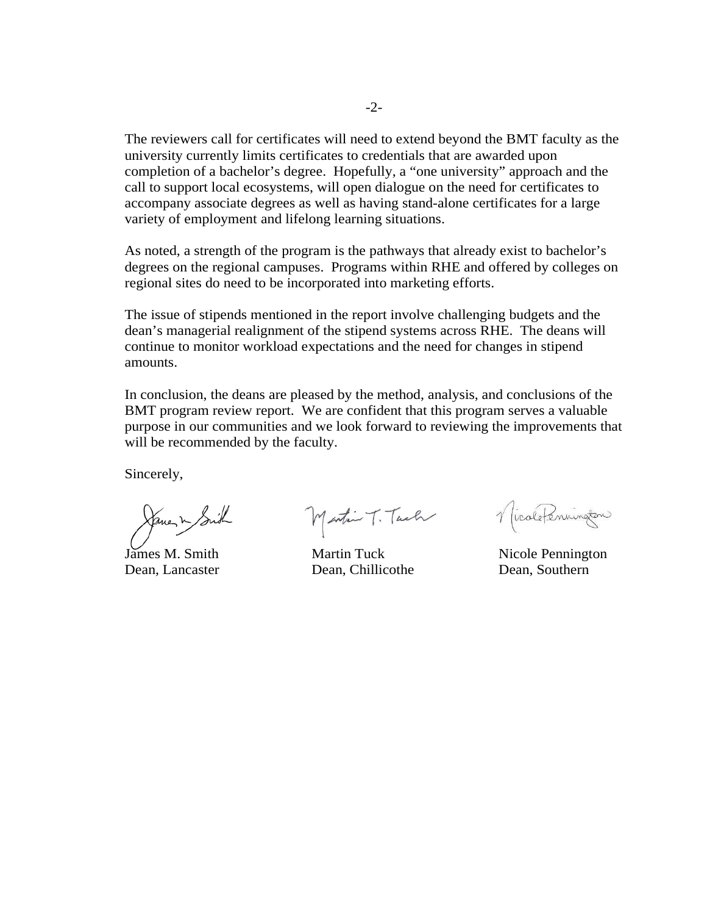The reviewers call for certificates will need to extend beyond the BMT faculty as the university currently limits certificates to credentials that are awarded upon completion of a bachelor's degree. Hopefully, a "one university" approach and the call to support local ecosystems, will open dialogue on the need for certificates to accompany associate degrees as well as having stand-alone certificates for a large variety of employment and lifelong learning situations.

As noted, a strength of the program is the pathways that already exist to bachelor's degrees on the regional campuses. Programs within RHE and offered by colleges on regional sites do need to be incorporated into marketing efforts.

The issue of stipends mentioned in the report involve challenging budgets and the dean's managerial realignment of the stipend systems across RHE. The deans will continue to monitor workload expectations and the need for changes in stipend amounts.

In conclusion, the deans are pleased by the method, analysis, and conclusions of the BMT program review report. We are confident that this program serves a valuable purpose in our communities and we look forward to reviewing the improvements that will be recommended by the faculty.

Sincerely,

James M. Smith
Dean, Lancaster

Martin Tuck
Dean, Chillicothe

Nicole Pennington
Dean, Southern